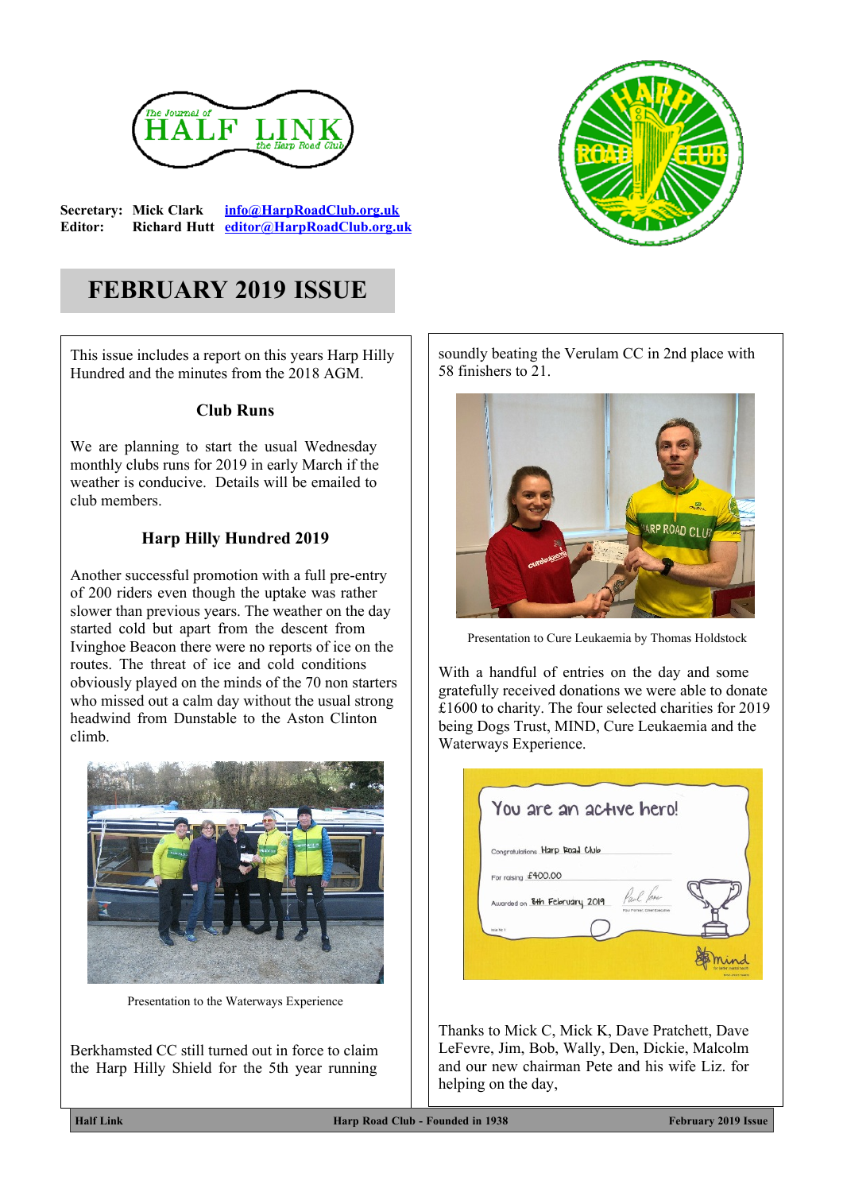The Journal of **HALF LINK** the Harp Road Club

**Secretary:** Mick Clark info@HarpRoadClub.org.uk
**Editor:** Richard Hutt editor@HarpRoadClub.org.uk

# FEBRUARY 2019 ISSUE

This issue includes a report on this years Harp Hilly Hundred and the minutes from the 2018 AGM.

### Club Runs

We are planning to start the usual Wednesday monthly clubs runs for 2019 in early March if the weather is conducive. Details will be emailed to club members.

### Harp Hilly Hundred 2019

Another successful promotion with a full pre-entry of 200 riders even though the uptake was rather slower than previous years. The weather on the day started cold but apart from the descent from Ivinghoe Beacon there were no reports of ice on the routes. The threat of ice and cold conditions obviously played on the minds of the 70 non starters who missed out a calm day without the usual strong headwind from Dunstable to the Aston Clinton climb.

Presentation to the Waterways Experience

Berkhamsted CC still turned out in force to claim the Harp Hilly Shield for the 5th year running soundly beating the Verulam CC in 2nd place with 58 finishers to 21.

Presentation to Cure Leukaemia by Thomas Holdstock

With a handful of entries on the day and some gratefully received donations we were able to donate £1600 to charity. The four selected charities for 2019 being Dogs Trust, MIND, Cure Leukaemia and the Waterways Experience.

Thanks to Mick C, Mick K, Dave Pratchett, Dave LeFevre, Jim, Bob, Wally, Den, Dickie, Malcolm and our new chairman Pete and his wife Liz. for helping on the day,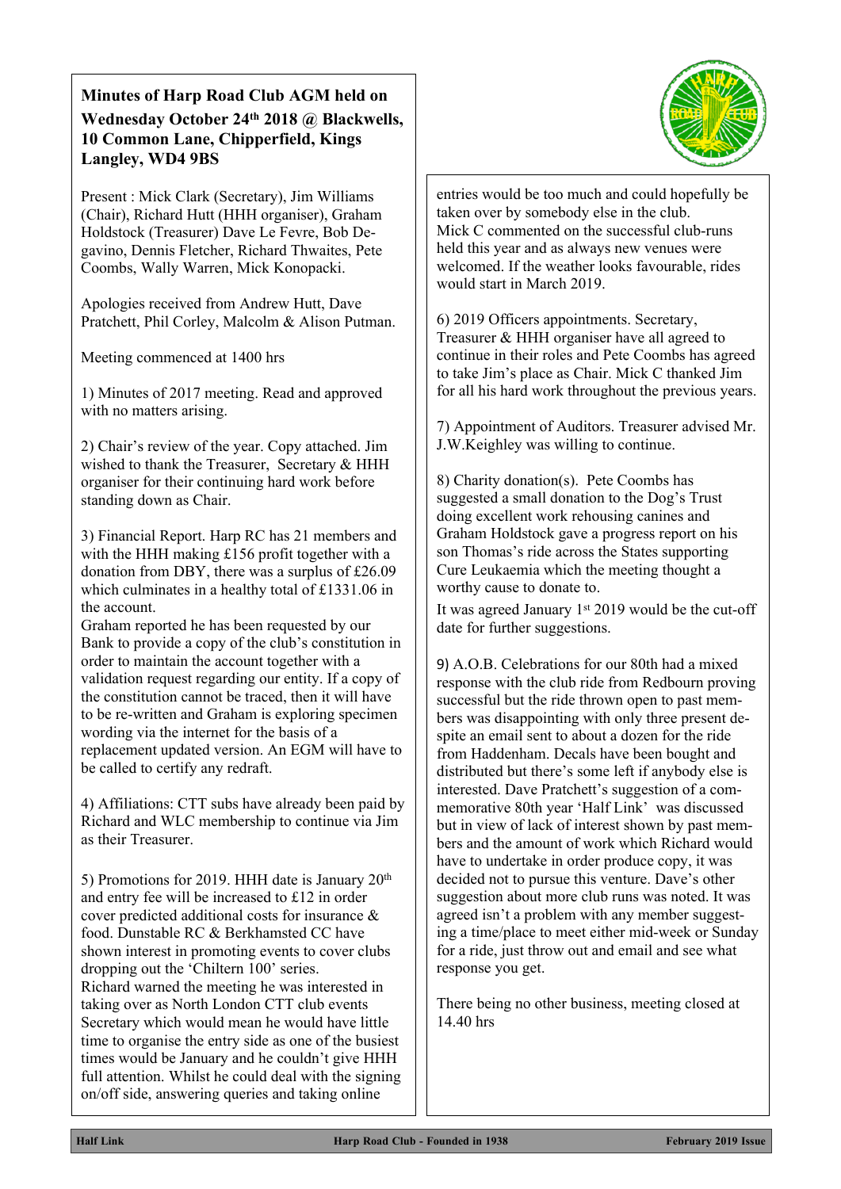## Minutes of Harp Road Club AGM held on Wednesday October 24th 2018 @ Blackwells, 10 Common Lane, Chipperfield, Kings Langley, WD4 9BS

Present : Mick Clark (Secretary), Jim Williams (Chair), Richard Hutt (HHH organiser), Graham Holdstock (Treasurer) Dave Le Fevre, Bob Degavino, Dennis Fletcher, Richard Thwaites, Pete Coombs, Wally Warren, Mick Konopacki.

Apologies received from Andrew Hutt, Dave Pratchett, Phil Corley, Malcolm & Alison Putman.

Meeting commenced at 1400 hrs

1) Minutes of 2017 meeting. Read and approved with no matters arising.

2) Chair's review of the year. Copy attached. Jim wished to thank the Treasurer, Secretary & HHH organiser for their continuing hard work before standing down as Chair.

3) Financial Report. Harp RC has 21 members and with the HHH making £156 profit together with a donation from DBY, there was a surplus of £26.09 which culminates in a healthy total of £1331.06 in the account.
Graham reported he has been requested by our Bank to provide a copy of the club's constitution in order to maintain the account together with a validation request regarding our entity. If a copy of the constitution cannot be traced, then it will have to be re-written and Graham is exploring specimen wording via the internet for the basis of a replacement updated version. An EGM will have to be called to certify any redraft.

4) Affiliations: CTT subs have already been paid by Richard and WLC membership to continue via Jim as their Treasurer.

5) Promotions for 2019. HHH date is January 20th and entry fee will be increased to £12 in order cover predicted additional costs for insurance & food. Dunstable RC & Berkhamsted CC have shown interest in promoting events to cover clubs dropping out the 'Chiltern 100' series.
Richard warned the meeting he was interested in taking over as North London CTT club events Secretary which would mean he would have little time to organise the entry side as one of the busiest times would be January and he couldn't give HHH full attention. Whilst he could deal with the signing on/off side, answering queries and taking online entries would be too much and could hopefully be taken over by somebody else in the club.
Mick C commented on the successful club-runs held this year and as always new venues were welcomed. If the weather looks favourable, rides would start in March 2019.

6) 2019 Officers appointments. Secretary, Treasurer & HHH organiser have all agreed to continue in their roles and Pete Coombs has agreed to take Jim's place as Chair. Mick C thanked Jim for all his hard work throughout the previous years.

7) Appointment of Auditors. Treasurer advised Mr. J.W.Keighley was willing to continue.

8) Charity donation(s). Pete Coombs has suggested a small donation to the Dog's Trust doing excellent work rehousing canines and Graham Holdstock gave a progress report on his son Thomas's ride across the States supporting Cure Leukaemia which the meeting thought a worthy cause to donate to.
It was agreed January 1st 2019 would be the cut-off date for further suggestions.

9) A.O.B. Celebrations for our 80th had a mixed response with the club ride from Redbourn proving successful but the ride thrown open to past members was disappointing with only three present despite an email sent to about a dozen for the ride from Haddenham. Decals have been bought and distributed but there's some left if anybody else is interested. Dave Pratchett's suggestion of a commemorative 80th year 'Half Link' was discussed but in view of lack of interest shown by past members and the amount of work which Richard would have to undertake in order produce copy, it was decided not to pursue this venture. Dave's other suggestion about more club runs was noted. It was agreed isn't a problem with any member suggesting a time/place to meet either mid-week or Sunday for a ride, just throw out and email and see what response you get.

There being no other business, meeting closed at 14.40 hrs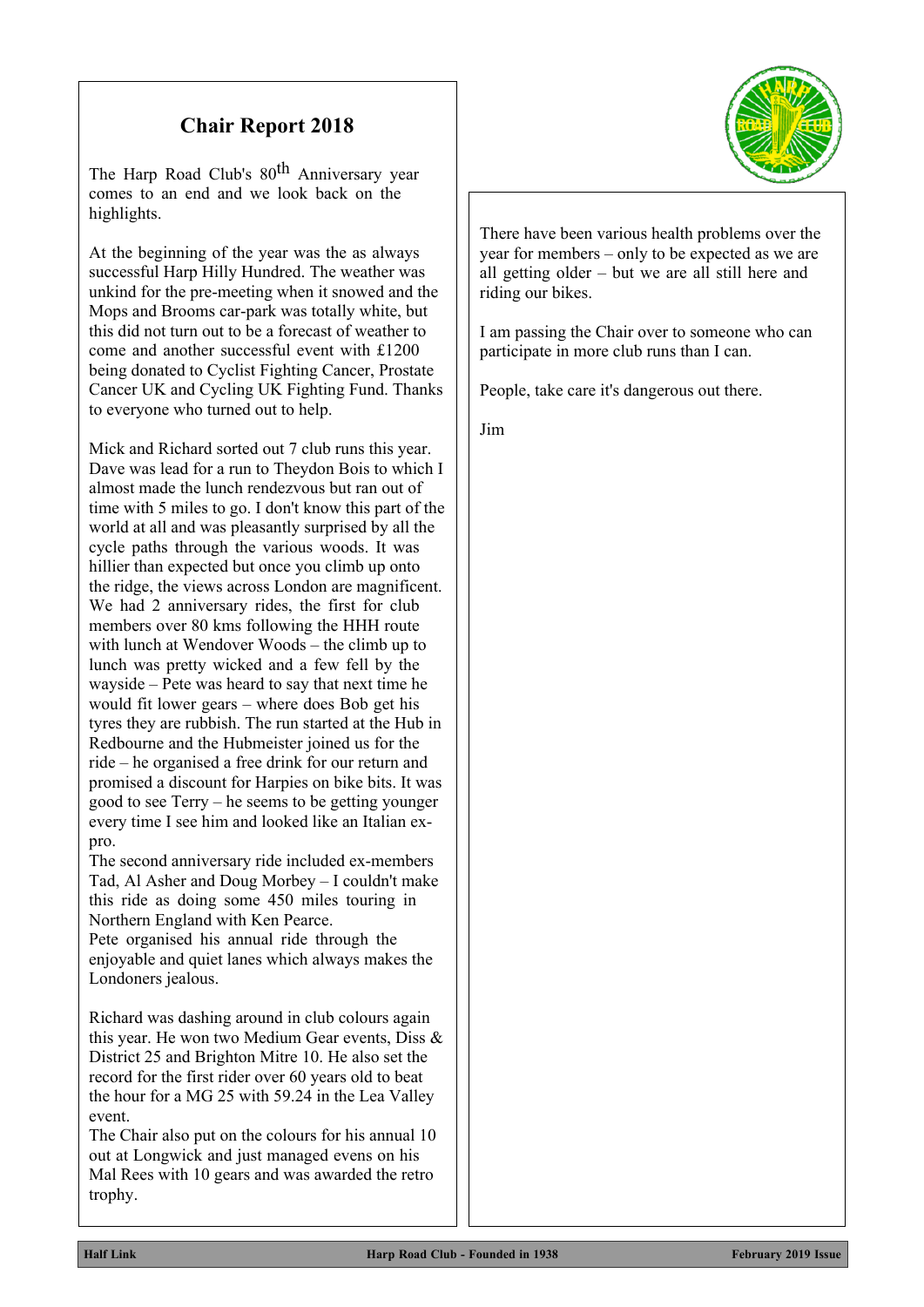## Chair Report 2018

The Harp Road Club's 80th Anniversary year comes to an end and we look back on the highlights.

At the beginning of the year was the as always successful Harp Hilly Hundred. The weather was unkind for the pre-meeting when it snowed and the Mops and Brooms car-park was totally white, but this did not turn out to be a forecast of weather to come and another successful event with £1200 being donated to Cyclist Fighting Cancer, Prostate Cancer UK and Cycling UK Fighting Fund. Thanks to everyone who turned out to help.

Mick and Richard sorted out 7 club runs this year. Dave was lead for a run to Theydon Bois to which I almost made the lunch rendezvous but ran out of time with 5 miles to go. I don't know this part of the world at all and was pleasantly surprised by all the cycle paths through the various woods. It was hillier than expected but once you climb up onto the ridge, the views across London are magnificent. We had 2 anniversary rides, the first for club members over 80 kms following the HHH route with lunch at Wendover Woods – the climb up to lunch was pretty wicked and a few fell by the wayside – Pete was heard to say that next time he would fit lower gears – where does Bob get his tyres they are rubbish. The run started at the Hub in Redbourne and the Hubmeister joined us for the ride – he organised a free drink for our return and promised a discount for Harpies on bike bits. It was good to see Terry – he seems to be getting younger every time I see him and looked like an Italian ex-pro.

The second anniversary ride included ex-members Tad, Al Asher and Doug Morbey – I couldn't make this ride as doing some 450 miles touring in Northern England with Ken Pearce.

Pete organised his annual ride through the enjoyable and quiet lanes which always makes the Londoners jealous.

Richard was dashing around in club colours again this year. He won two Medium Gear events, Diss & District 25 and Brighton Mitre 10. He also set the record for the first rider over 60 years old to beat the hour for a MG 25 with 59.24 in the Lea Valley event.

The Chair also put on the colours for his annual 10 out at Longwick and just managed evens on his Mal Rees with 10 gears and was awarded the retro trophy.

There have been various health problems over the year for members – only to be expected as we are all getting older – but we are all still here and riding our bikes.

I am passing the Chair over to someone who can participate in more club runs than I can.

People, take care it's dangerous out there.

Jim